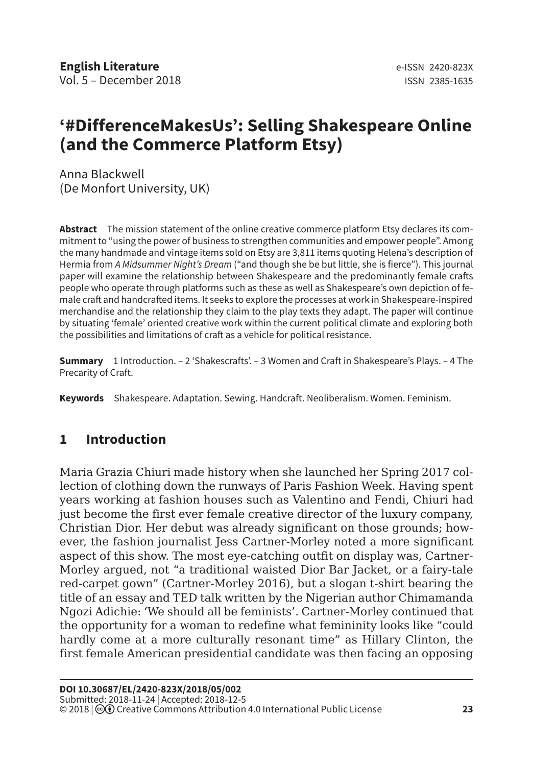# '#DifferenceMakesUs': Selling Shakespeare Online (and the Commerce Platform Etsy)

Anna Blackwell
(De Monfort University, UK)

**Abstract** The mission statement of the online creative commerce platform Etsy declares its commitment to "using the power of business to strengthen communities and empower people". Among the many handmade and vintage items sold on Etsy are 3,811 items quoting Helena's description of Hermia from *A Midsummer Night's Dream* ("and though she be but little, she is fierce"). This journal paper will examine the relationship between Shakespeare and the predominantly female crafts people who operate through platforms such as these as well as Shakespeare's own depiction of female craft and handcrafted items. It seeks to explore the processes at work in Shakespeare-inspired merchandise and the relationship they claim to the play texts they adapt. The paper will continue by situating 'female' oriented creative work within the current political climate and exploring both the possibilities and limitations of craft as a vehicle for political resistance.

**Summary** 1 Introduction. – 2 'Shakescrafts'. – 3 Women and Craft in Shakespeare's Plays. – 4 The Precarity of Craft.

**Keywords** Shakespeare. Adaptation. Sewing. Handcraft. Neoliberalism. Women. Feminism.

## 1 Introduction

Maria Grazia Chiuri made history when she launched her Spring 2017 collection of clothing down the runways of Paris Fashion Week. Having spent years working at fashion houses such as Valentino and Fendi, Chiuri had just become the first ever female creative director of the luxury company, Christian Dior. Her debut was already significant on those grounds; however, the fashion journalist Jess Cartner-Morley noted a more significant aspect of this show. The most eye-catching outfit on display was, Cartner-Morley argued, not "a traditional waisted Dior Bar Jacket, or a fairy-tale red-carpet gown" (Cartner-Morley 2016), but a slogan t-shirt bearing the title of an essay and TED talk written by the Nigerian author Chimamanda Ngozi Adichie: 'We should all be feminists'. Cartner-Morley continued that the opportunity for a woman to redefine what femininity looks like "could hardly come at a more culturally resonant time" as Hillary Clinton, the first female American presidential candidate was then facing an opposing

**DOI 10.30687/EL/2420-823X/2018/05/002**
Submitted: 2018-11-24 | Accepted: 2018-12-5
© 2018 | Creative Commons Attribution 4.0 International Public License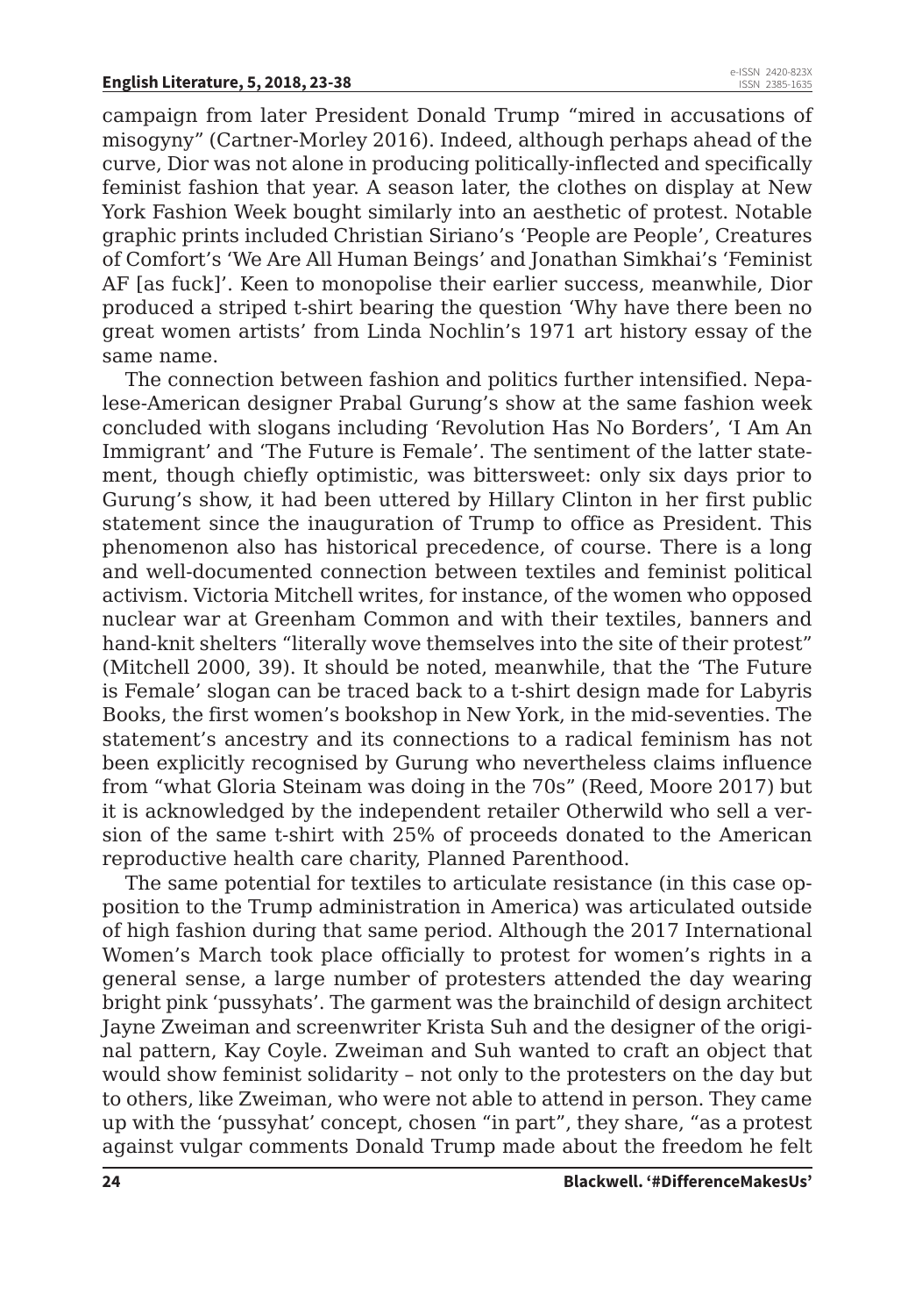campaign from later President Donald Trump "mired in accusations of misogyny" (Cartner-Morley 2016). Indeed, although perhaps ahead of the curve, Dior was not alone in producing politically-inflected and specifically feminist fashion that year. A season later, the clothes on display at New York Fashion Week bought similarly into an aesthetic of protest. Notable graphic prints included Christian Siriano's 'People are People', Creatures of Comfort's 'We Are All Human Beings' and Jonathan Simkhai's 'Feminist AF [as fuck]'. Keen to monopolise their earlier success, meanwhile, Dior produced a striped t-shirt bearing the question 'Why have there been no great women artists' from Linda Nochlin's 1971 art history essay of the same name.

The connection between fashion and politics further intensified. Nepalese-American designer Prabal Gurung's show at the same fashion week concluded with slogans including 'Revolution Has No Borders', 'I Am An Immigrant' and 'The Future is Female'. The sentiment of the latter statement, though chiefly optimistic, was bittersweet: only six days prior to Gurung's show, it had been uttered by Hillary Clinton in her first public statement since the inauguration of Trump to office as President. This phenomenon also has historical precedence, of course. There is a long and well-documented connection between textiles and feminist political activism. Victoria Mitchell writes, for instance, of the women who opposed nuclear war at Greenham Common and with their textiles, banners and hand-knit shelters "literally wove themselves into the site of their protest" (Mitchell 2000, 39). It should be noted, meanwhile, that the 'The Future is Female' slogan can be traced back to a t-shirt design made for Labyris Books, the first women's bookshop in New York, in the mid-seventies. The statement's ancestry and its connections to a radical feminism has not been explicitly recognised by Gurung who nevertheless claims influence from "what Gloria Steinam was doing in the 70s" (Reed, Moore 2017) but it is acknowledged by the independent retailer Otherwild who sell a version of the same t-shirt with 25% of proceeds donated to the American reproductive health care charity, Planned Parenthood.

The same potential for textiles to articulate resistance (in this case opposition to the Trump administration in America) was articulated outside of high fashion during that same period. Although the 2017 International Women's March took place officially to protest for women's rights in a general sense, a large number of protesters attended the day wearing bright pink 'pussyhats'. The garment was the brainchild of design architect Jayne Zweiman and screenwriter Krista Suh and the designer of the original pattern, Kay Coyle. Zweiman and Suh wanted to craft an object that would show feminist solidarity – not only to the protesters on the day but to others, like Zweiman, who were not able to attend in person. They came up with the 'pussyhat' concept, chosen "in part", they share, "as a protest against vulgar comments Donald Trump made about the freedom he felt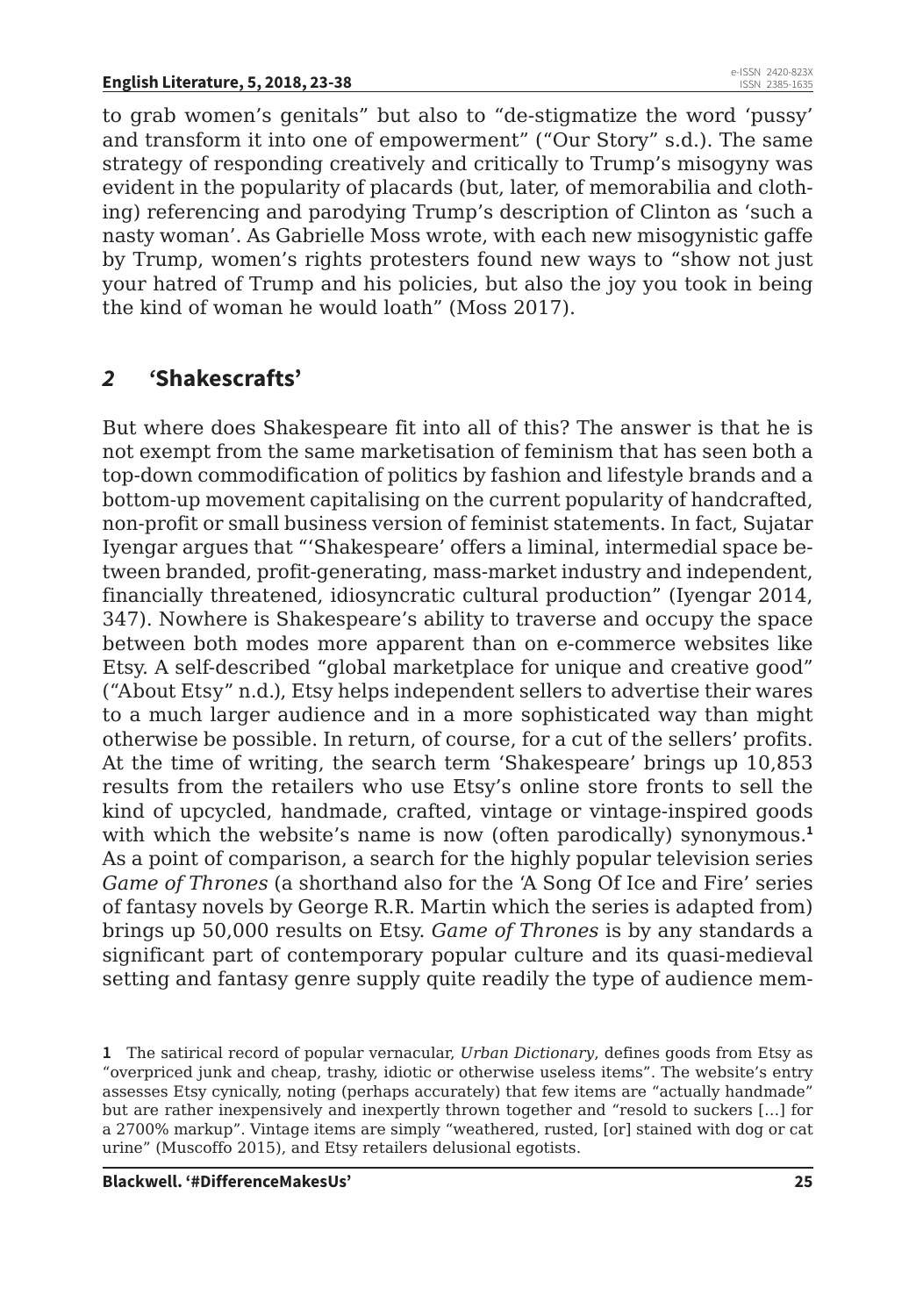to grab women's genitals" but also to "de-stigmatize the word 'pussy' and transform it into one of empowerment" ("Our Story" s.d.). The same strategy of responding creatively and critically to Trump's misogyny was evident in the popularity of placards (but, later, of memorabilia and clothing) referencing and parodying Trump's description of Clinton as 'such a nasty woman'. As Gabrielle Moss wrote, with each new misogynistic gaffe by Trump, women's rights protesters found new ways to "show not just your hatred of Trump and his policies, but also the joy you took in being the kind of woman he would loath" (Moss 2017).

## *2* 'Shakescrafts'

But where does Shakespeare fit into all of this? The answer is that he is not exempt from the same marketisation of feminism that has seen both a top-down commodification of politics by fashion and lifestyle brands and a bottom-up movement capitalising on the current popularity of handcrafted, non-profit or small business version of feminist statements. In fact, Sujatar Iyengar argues that "'Shakespeare' offers a liminal, intermedial space between branded, profit-generating, mass-market industry and independent, financially threatened, idiosyncratic cultural production" (Iyengar 2014, 347). Nowhere is Shakespeare's ability to traverse and occupy the space between both modes more apparent than on e-commerce websites like Etsy. A self-described "global marketplace for unique and creative good" ("About Etsy" n.d.), Etsy helps independent sellers to advertise their wares to a much larger audience and in a more sophisticated way than might otherwise be possible. In return, of course, for a cut of the sellers' profits. At the time of writing, the search term 'Shakespeare' brings up 10,853 results from the retailers who use Etsy's online store fronts to sell the kind of upcycled, handmade, crafted, vintage or vintage-inspired goods with which the website's name is now (often parodically) synonymous.[1] As a point of comparison, a search for the highly popular television series *Game of Thrones* (a shorthand also for the 'A Song Of Ice and Fire' series of fantasy novels by George R.R. Martin which the series is adapted from) brings up 50,000 results on Etsy. *Game of Thrones* is by any standards a significant part of contemporary popular culture and its quasi-medieval setting and fantasy genre supply quite readily the type of audience mem-

**1** The satirical record of popular vernacular, *Urban Dictionary*, defines goods from Etsy as "overpriced junk and cheap, trashy, idiotic or otherwise useless items". The website's entry assesses Etsy cynically, noting (perhaps accurately) that few items are "actually handmade" but are rather inexpensively and inexpertly thrown together and "resold to suckers […] for a 2700% markup". Vintage items are simply "weathered, rusted, [or] stained with dog or cat urine" (Muscoffo 2015), and Etsy retailers delusional egotists.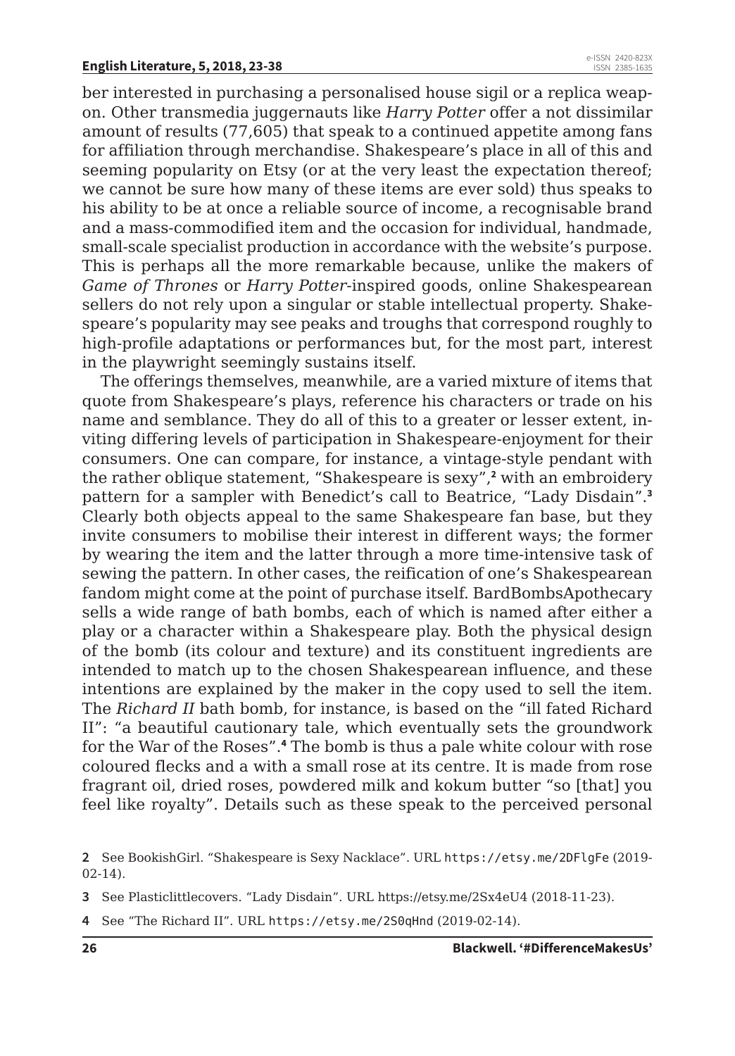ber interested in purchasing a personalised house sigil or a replica weapon. Other transmedia juggernauts like *Harry Potter* offer a not dissimilar amount of results (77,605) that speak to a continued appetite among fans for affiliation through merchandise. Shakespeare's place in all of this and seeming popularity on Etsy (or at the very least the expectation thereof; we cannot be sure how many of these items are ever sold) thus speaks to his ability to be at once a reliable source of income, a recognisable brand and a mass-commodified item and the occasion for individual, handmade, small-scale specialist production in accordance with the website's purpose. This is perhaps all the more remarkable because, unlike the makers of *Game of Thrones* or *Harry Potter*-inspired goods, online Shakespearean sellers do not rely upon a singular or stable intellectual property. Shakespeare's popularity may see peaks and troughs that correspond roughly to high-profile adaptations or performances but, for the most part, interest in the playwright seemingly sustains itself.

The offerings themselves, meanwhile, are a varied mixture of items that quote from Shakespeare's plays, reference his characters or trade on his name and semblance. They do all of this to a greater or lesser extent, inviting differing levels of participation in Shakespeare-enjoyment for their consumers. One can compare, for instance, a vintage-style pendant with the rather oblique statement, "Shakespeare is sexy",[2] with an embroidery pattern for a sampler with Benedict's call to Beatrice, "Lady Disdain".[3] Clearly both objects appeal to the same Shakespeare fan base, but they invite consumers to mobilise their interest in different ways; the former by wearing the item and the latter through a more time-intensive task of sewing the pattern. In other cases, the reification of one's Shakespearean fandom might come at the point of purchase itself. BardBombsApothecary sells a wide range of bath bombs, each of which is named after either a play or a character within a Shakespeare play. Both the physical design of the bomb (its colour and texture) and its constituent ingredients are intended to match up to the chosen Shakespearean influence, and these intentions are explained by the maker in the copy used to sell the item. The *Richard II* bath bomb, for instance, is based on the "ill fated Richard II": "a beautiful cautionary tale, which eventually sets the groundwork for the War of the Roses".[4] The bomb is thus a pale white colour with rose coloured flecks and a with a small rose at its centre. It is made from rose fragrant oil, dried roses, powdered milk and kokum butter "so [that] you feel like royalty". Details such as these speak to the perceived personal

2 See BookishGirl. "Shakespeare is Sexy Nacklace". URL https://etsy.me/2DFlgFe (2019-02-14).

3 See Plasticlittlecovers. "Lady Disdain". URL https://etsy.me/2Sx4eU4 (2018-11-23).

4 See "The Richard II". URL https://etsy.me/2S0qHnd (2019-02-14).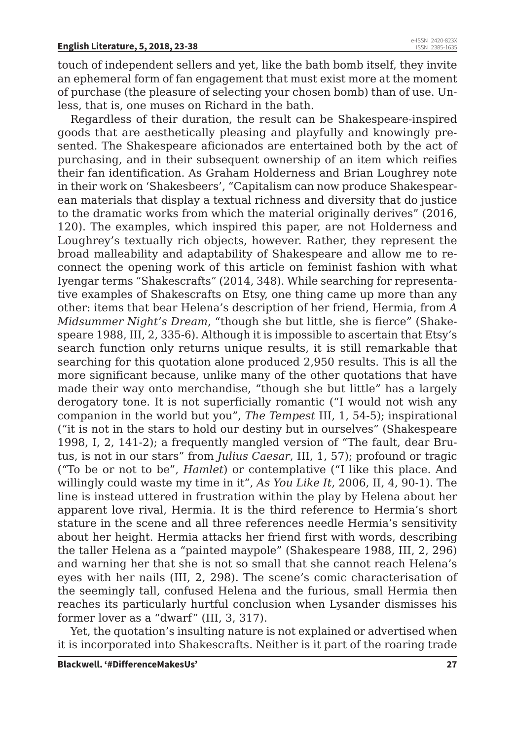touch of independent sellers and yet, like the bath bomb itself, they invite an ephemeral form of fan engagement that must exist more at the moment of purchase (the pleasure of selecting your chosen bomb) than of use. Unless, that is, one muses on Richard in the bath.

Regardless of their duration, the result can be Shakespeare-inspired goods that are aesthetically pleasing and playfully and knowingly presented. The Shakespeare aficionados are entertained both by the act of purchasing, and in their subsequent ownership of an item which reifies their fan identification. As Graham Holderness and Brian Loughrey note in their work on 'Shakesbeers', "Capitalism can now produce Shakespearean materials that display a textual richness and diversity that do justice to the dramatic works from which the material originally derives" (2016, 120). The examples, which inspired this paper, are not Holderness and Loughrey's textually rich objects, however. Rather, they represent the broad malleability and adaptability of Shakespeare and allow me to reconnect the opening work of this article on feminist fashion with what Iyengar terms "Shakescrafts" (2014, 348). While searching for representative examples of Shakescrafts on Etsy, one thing came up more than any other: items that bear Helena's description of her friend, Hermia, from *A Midsummer Night's Dream*, "though she but little, she is fierce" (Shakespeare 1988, III, 2, 335-6). Although it is impossible to ascertain that Etsy's search function only returns unique results, it is still remarkable that searching for this quotation alone produced 2,950 results. This is all the more significant because, unlike many of the other quotations that have made their way onto merchandise, "though she but little" has a largely derogatory tone. It is not superficially romantic ("I would not wish any companion in the world but you", *The Tempest* III, 1, 54-5); inspirational ("it is not in the stars to hold our destiny but in ourselves" (Shakespeare 1998, I, 2, 141-2); a frequently mangled version of "The fault, dear Brutus, is not in our stars" from *Julius Caesar*, III, 1, 57); profound or tragic ("To be or not to be", *Hamlet*) or contemplative ("I like this place. And willingly could waste my time in it", *As You Like It*, 2006, II, 4, 90-1). The line is instead uttered in frustration within the play by Helena about her apparent love rival, Hermia. It is the third reference to Hermia's short stature in the scene and all three references needle Hermia's sensitivity about her height. Hermia attacks her friend first with words, describing the taller Helena as a "painted maypole" (Shakespeare 1988, III, 2, 296) and warning her that she is not so small that she cannot reach Helena's eyes with her nails (III, 2, 298). The scene's comic characterisation of the seemingly tall, confused Helena and the furious, small Hermia then reaches its particularly hurtful conclusion when Lysander dismisses his former lover as a "dwarf" (III, 3, 317).

Yet, the quotation's insulting nature is not explained or advertised when it is incorporated into Shakescrafts. Neither is it part of the roaring trade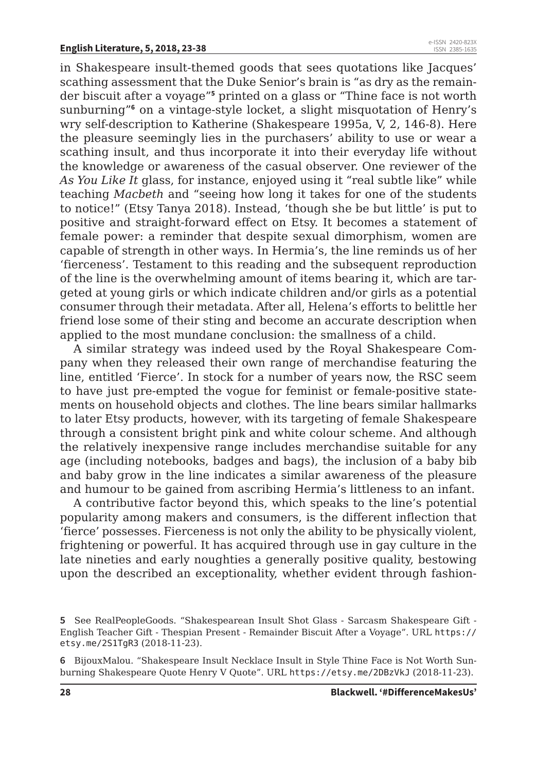in Shakespeare insult-themed goods that sees quotations like Jacques' scathing assessment that the Duke Senior's brain is "as dry as the remainder biscuit after a voyage"[5] printed on a glass or "Thine face is not worth sunburning"[6] on a vintage-style locket, a slight misquotation of Henry's wry self-description to Katherine (Shakespeare 1995a, V, 2, 146-8). Here the pleasure seemingly lies in the purchasers' ability to use or wear a scathing insult, and thus incorporate it into their everyday life without the knowledge or awareness of the casual observer. One reviewer of the *As You Like It* glass, for instance, enjoyed using it "real subtle like" while teaching *Macbeth* and "seeing how long it takes for one of the students to notice!" (Etsy Tanya 2018). Instead, 'though she be but little' is put to positive and straight-forward effect on Etsy. It becomes a statement of female power: a reminder that despite sexual dimorphism, women are capable of strength in other ways. In Hermia's, the line reminds us of her 'fierceness'. Testament to this reading and the subsequent reproduction of the line is the overwhelming amount of items bearing it, which are targeted at young girls or which indicate children and/or girls as a potential consumer through their metadata. After all, Helena's efforts to belittle her friend lose some of their sting and become an accurate description when applied to the most mundane conclusion: the smallness of a child.

A similar strategy was indeed used by the Royal Shakespeare Company when they released their own range of merchandise featuring the line, entitled 'Fierce'. In stock for a number of years now, the RSC seem to have just pre-empted the vogue for feminist or female-positive statements on household objects and clothes. The line bears similar hallmarks to later Etsy products, however, with its targeting of female Shakespeare through a consistent bright pink and white colour scheme. And although the relatively inexpensive range includes merchandise suitable for any age (including notebooks, badges and bags), the inclusion of a baby bib and baby grow in the line indicates a similar awareness of the pleasure and humour to be gained from ascribing Hermia's littleness to an infant.

A contributive factor beyond this, which speaks to the line's potential popularity among makers and consumers, is the different inflection that 'fierce' possesses. Fierceness is not only the ability to be physically violent, frightening or powerful. It has acquired through use in gay culture in the late nineties and early noughties a generally positive quality, bestowing upon the described an exceptionality, whether evident through fashion-

5 See RealPeopleGoods. "Shakespearean Insult Shot Glass - Sarcasm Shakespeare Gift - English Teacher Gift - Thespian Present - Remainder Biscuit After a Voyage". URL https://etsy.me/2S1TgR3 (2018-11-23).

6 BijouxMalou. "Shakespeare Insult Necklace Insult in Style Thine Face is Not Worth Sunburning Shakespeare Quote Henry V Quote". URL https://etsy.me/2DBzVkJ (2018-11-23).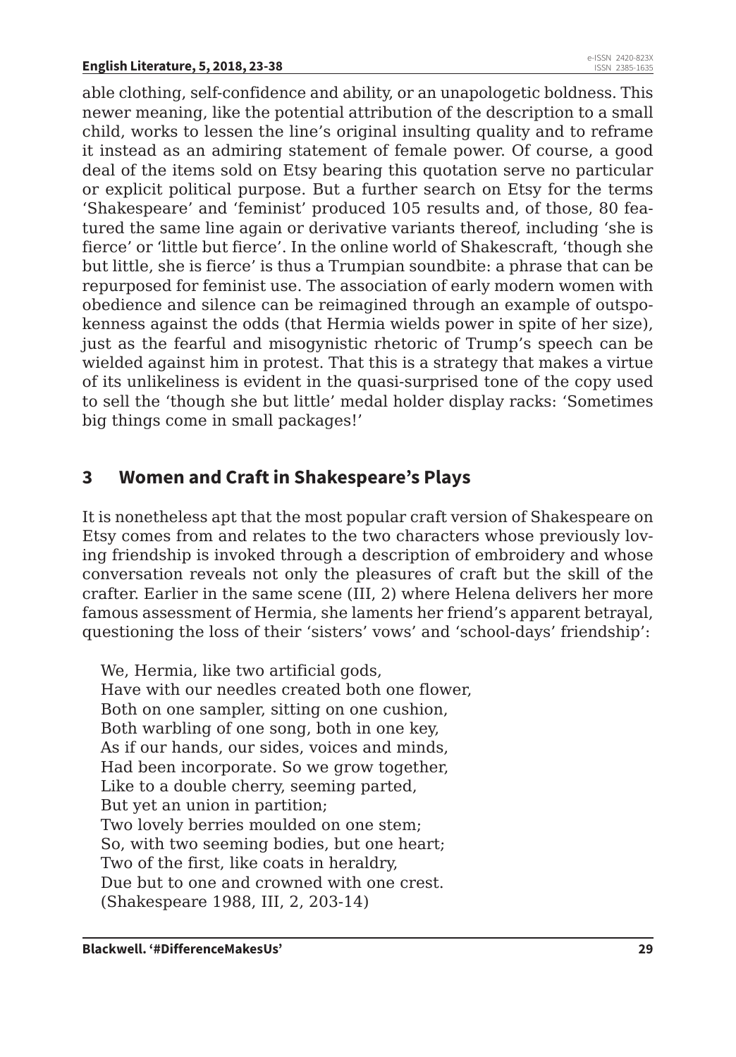able clothing, self-confidence and ability, or an unapologetic boldness. This newer meaning, like the potential attribution of the description to a small child, works to lessen the line's original insulting quality and to reframe it instead as an admiring statement of female power. Of course, a good deal of the items sold on Etsy bearing this quotation serve no particular or explicit political purpose. But a further search on Etsy for the terms 'Shakespeare' and 'feminist' produced 105 results and, of those, 80 featured the same line again or derivative variants thereof, including 'she is fierce' or 'little but fierce'. In the online world of Shakescraft, 'though she but little, she is fierce' is thus a Trumpian soundbite: a phrase that can be repurposed for feminist use. The association of early modern women with obedience and silence can be reimagined through an example of outspokenness against the odds (that Hermia wields power in spite of her size), just as the fearful and misogynistic rhetoric of Trump's speech can be wielded against him in protest. That this is a strategy that makes a virtue of its unlikeliness is evident in the quasi-surprised tone of the copy used to sell the 'though she but little' medal holder display racks: 'Sometimes big things come in small packages!'

## 3 Women and Craft in Shakespeare's Plays

It is nonetheless apt that the most popular craft version of Shakespeare on Etsy comes from and relates to the two characters whose previously loving friendship is invoked through a description of embroidery and whose conversation reveals not only the pleasures of craft but the skill of the crafter. Earlier in the same scene (III, 2) where Helena delivers her more famous assessment of Hermia, she laments her friend's apparent betrayal, questioning the loss of their 'sisters' vows' and 'school-days' friendship':

> We, Hermia, like two artificial gods,  
> Have with our needles created both one flower,  
> Both on one sampler, sitting on one cushion,  
> Both warbling of one song, both in one key,  
> As if our hands, our sides, voices and minds,  
> Had been incorporate. So we grow together,  
> Like to a double cherry, seeming parted,  
> But yet an union in partition;  
> Two lovely berries moulded on one stem;  
> So, with two seeming bodies, but one heart;  
> Two of the first, like coats in heraldry,  
> Due but to one and crowned with one crest.  
> (Shakespeare 1988, III, 2, 203-14)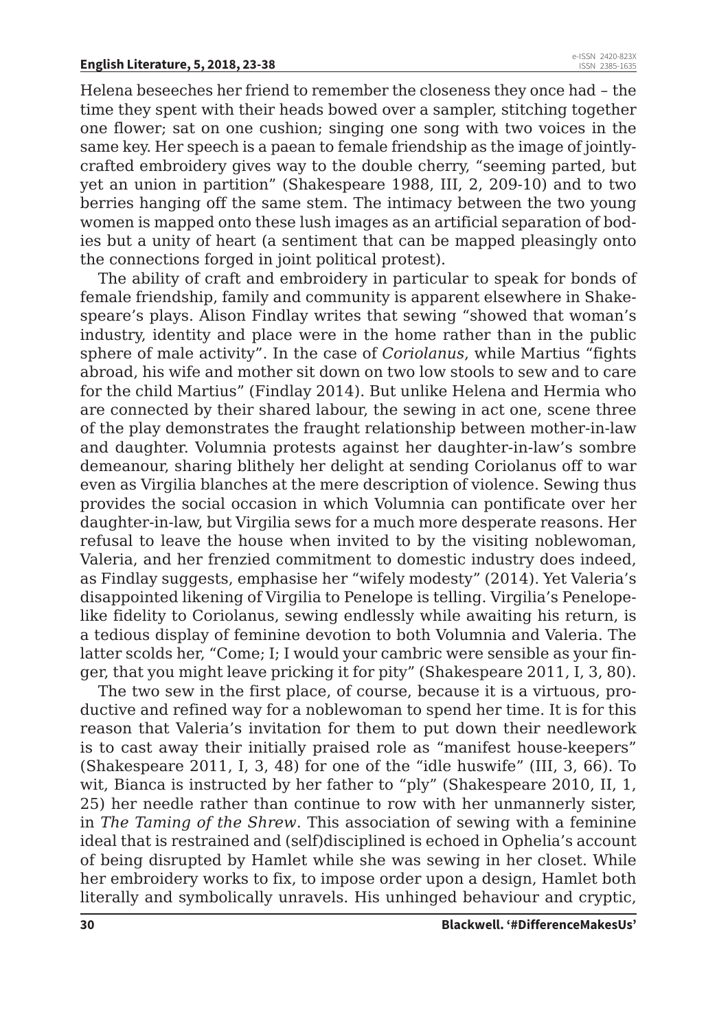Helena beseeches her friend to remember the closeness they once had – the time they spent with their heads bowed over a sampler, stitching together one flower; sat on one cushion; singing one song with two voices in the same key. Her speech is a paean to female friendship as the image of jointly-crafted embroidery gives way to the double cherry, "seeming parted, but yet an union in partition" (Shakespeare 1988, III, 2, 209-10) and to two berries hanging off the same stem. The intimacy between the two young women is mapped onto these lush images as an artificial separation of bodies but a unity of heart (a sentiment that can be mapped pleasingly onto the connections forged in joint political protest).

The ability of craft and embroidery in particular to speak for bonds of female friendship, family and community is apparent elsewhere in Shakespeare's plays. Alison Findlay writes that sewing "showed that woman's industry, identity and place were in the home rather than in the public sphere of male activity". In the case of *Coriolanus*, while Martius "fights abroad, his wife and mother sit down on two low stools to sew and to care for the child Martius" (Findlay 2014). But unlike Helena and Hermia who are connected by their shared labour, the sewing in act one, scene three of the play demonstrates the fraught relationship between mother-in-law and daughter. Volumnia protests against her daughter-in-law's sombre demeanour, sharing blithely her delight at sending Coriolanus off to war even as Virgilia blanches at the mere description of violence. Sewing thus provides the social occasion in which Volumnia can pontificate over her daughter-in-law, but Virgilia sews for a much more desperate reasons. Her refusal to leave the house when invited to by the visiting noblewoman, Valeria, and her frenzied commitment to domestic industry does indeed, as Findlay suggests, emphasise her "wifely modesty" (2014). Yet Valeria's disappointed likening of Virgilia to Penelope is telling. Virgilia's Penelope-like fidelity to Coriolanus, sewing endlessly while awaiting his return, is a tedious display of feminine devotion to both Volumnia and Valeria. The latter scolds her, "Come; I; I would your cambric were sensible as your finger, that you might leave pricking it for pity" (Shakespeare 2011, I, 3, 80).

The two sew in the first place, of course, because it is a virtuous, productive and refined way for a noblewoman to spend her time. It is for this reason that Valeria's invitation for them to put down their needlework is to cast away their initially praised role as "manifest house-keepers" (Shakespeare 2011, I, 3, 48) for one of the "idle huswife" (III, 3, 66). To wit, Bianca is instructed by her father to "ply" (Shakespeare 2010, II, 1, 25) her needle rather than continue to row with her unmannerly sister, in *The Taming of the Shrew*. This association of sewing with a feminine ideal that is restrained and (self)disciplined is echoed in Ophelia's account of being disrupted by Hamlet while she was sewing in her closet. While her embroidery works to fix, to impose order upon a design, Hamlet both literally and symbolically unravels. His unhinged behaviour and cryptic,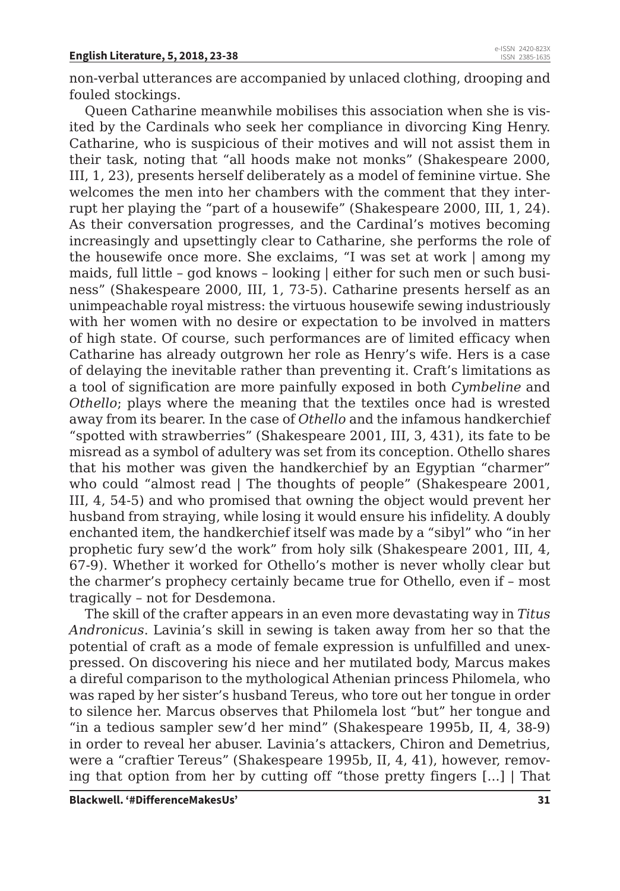non-verbal utterances are accompanied by unlaced clothing, drooping and fouled stockings.

Queen Catharine meanwhile mobilises this association when she is visited by the Cardinals who seek her compliance in divorcing King Henry. Catharine, who is suspicious of their motives and will not assist them in their task, noting that "all hoods make not monks" (Shakespeare 2000, III, 1, 23), presents herself deliberately as a model of feminine virtue. She welcomes the men into her chambers with the comment that they interrupt her playing the "part of a housewife" (Shakespeare 2000, III, 1, 24). As their conversation progresses, and the Cardinal's motives becoming increasingly and upsettingly clear to Catharine, she performs the role of the housewife once more. She exclaims, "I was set at work | among my maids, full little – god knows – looking | either for such men or such business" (Shakespeare 2000, III, 1, 73-5). Catharine presents herself as an unimpeachable royal mistress: the virtuous housewife sewing industriously with her women with no desire or expectation to be involved in matters of high state. Of course, such performances are of limited efficacy when Catharine has already outgrown her role as Henry's wife. Hers is a case of delaying the inevitable rather than preventing it. Craft's limitations as a tool of signification are more painfully exposed in both *Cymbeline* and *Othello*; plays where the meaning that the textiles once had is wrested away from its bearer. In the case of *Othello* and the infamous handkerchief "spotted with strawberries" (Shakespeare 2001, III, 3, 431), its fate to be misread as a symbol of adultery was set from its conception. Othello shares that his mother was given the handkerchief by an Egyptian "charmer" who could "almost read | The thoughts of people" (Shakespeare 2001, III, 4, 54-5) and who promised that owning the object would prevent her husband from straying, while losing it would ensure his infidelity. A doubly enchanted item, the handkerchief itself was made by a "sibyl" who "in her prophetic fury sew'd the work" from holy silk (Shakespeare 2001, III, 4, 67-9). Whether it worked for Othello's mother is never wholly clear but the charmer's prophecy certainly became true for Othello, even if – most tragically – not for Desdemona.

The skill of the crafter appears in an even more devastating way in *Titus Andronicus*. Lavinia's skill in sewing is taken away from her so that the potential of craft as a mode of female expression is unfulfilled and unexpressed. On discovering his niece and her mutilated body, Marcus makes a direful comparison to the mythological Athenian princess Philomela, who was raped by her sister's husband Tereus, who tore out her tongue in order to silence her. Marcus observes that Philomela lost "but" her tongue and "in a tedious sampler sew'd her mind" (Shakespeare 1995b, II, 4, 38-9) in order to reveal her abuser. Lavinia's attackers, Chiron and Demetrius, were a "craftier Tereus" (Shakespeare 1995b, II, 4, 41), however, removing that option from her by cutting off "those pretty fingers […] | That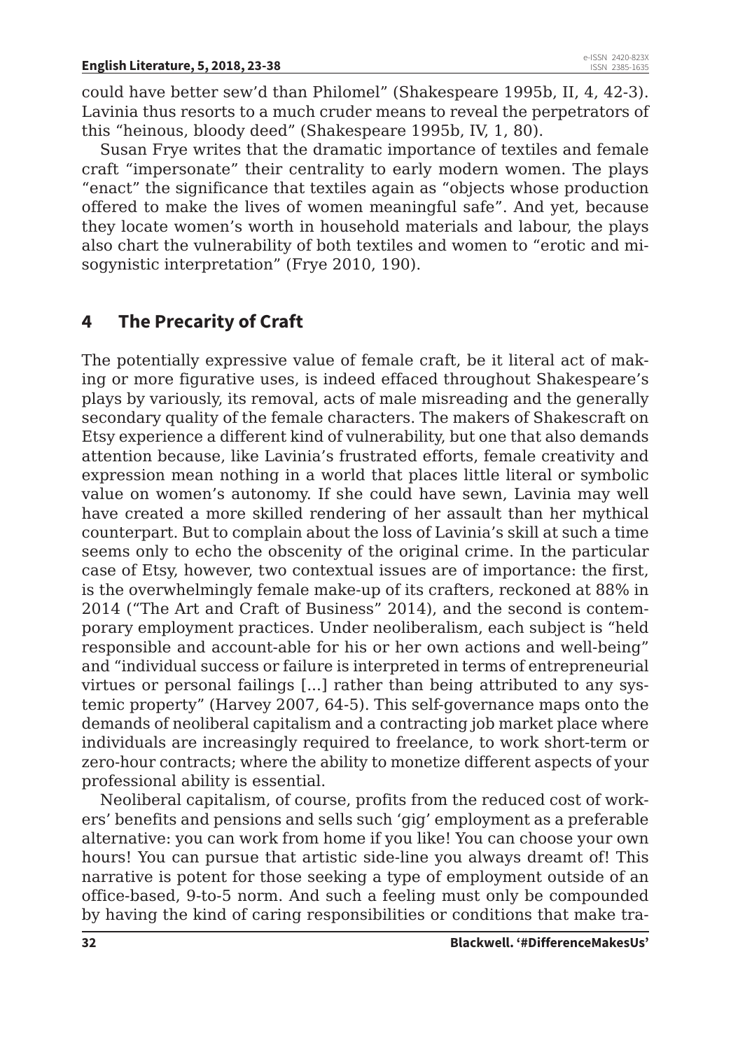could have better sew'd than Philomel" (Shakespeare 1995b, II, 4, 42-3). Lavinia thus resorts to a much cruder means to reveal the perpetrators of this "heinous, bloody deed" (Shakespeare 1995b, IV, 1, 80).

Susan Frye writes that the dramatic importance of textiles and female craft "impersonate" their centrality to early modern women. The plays "enact" the significance that textiles again as "objects whose production offered to make the lives of women meaningful safe". And yet, because they locate women's worth in household materials and labour, the plays also chart the vulnerability of both textiles and women to "erotic and misogynistic interpretation" (Frye 2010, 190).

## 4 The Precarity of Craft

The potentially expressive value of female craft, be it literal act of making or more figurative uses, is indeed effaced throughout Shakespeare's plays by variously, its removal, acts of male misreading and the generally secondary quality of the female characters. The makers of Shakescraft on Etsy experience a different kind of vulnerability, but one that also demands attention because, like Lavinia's frustrated efforts, female creativity and expression mean nothing in a world that places little literal or symbolic value on women's autonomy. If she could have sewn, Lavinia may well have created a more skilled rendering of her assault than her mythical counterpart. But to complain about the loss of Lavinia's skill at such a time seems only to echo the obscenity of the original crime. In the particular case of Etsy, however, two contextual issues are of importance: the first, is the overwhelmingly female make-up of its crafters, reckoned at 88% in 2014 ("The Art and Craft of Business" 2014), and the second is contemporary employment practices. Under neoliberalism, each subject is "held responsible and account-able for his or her own actions and well-being" and "individual success or failure is interpreted in terms of entrepreneurial virtues or personal failings [...] rather than being attributed to any systemic property" (Harvey 2007, 64-5). This self-governance maps onto the demands of neoliberal capitalism and a contracting job market place where individuals are increasingly required to freelance, to work short-term or zero-hour contracts; where the ability to monetize different aspects of your professional ability is essential.

Neoliberal capitalism, of course, profits from the reduced cost of workers' benefits and pensions and sells such 'gig' employment as a preferable alternative: you can work from home if you like! You can choose your own hours! You can pursue that artistic side-line you always dreamt of! This narrative is potent for those seeking a type of employment outside of an office-based, 9-to-5 norm. And such a feeling must only be compounded by having the kind of caring responsibilities or conditions that make tra-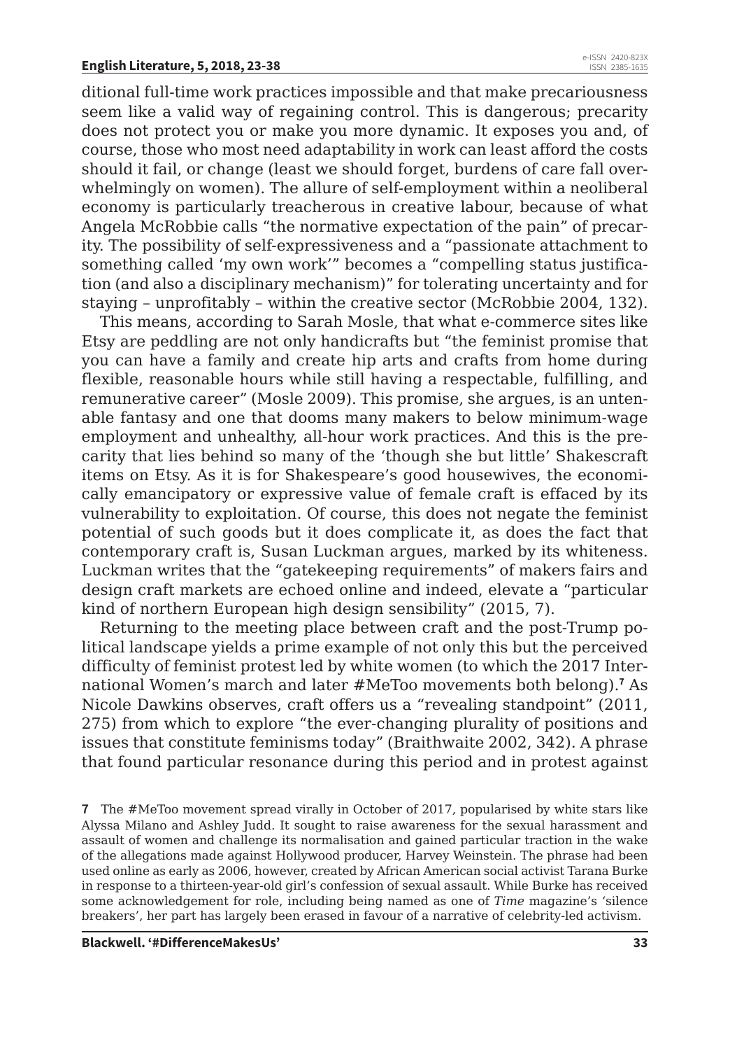ditional full-time work practices impossible and that make precariousness seem like a valid way of regaining control. This is dangerous; precarity does not protect you or make you more dynamic. It exposes you and, of course, those who most need adaptability in work can least afford the costs should it fail, or change (least we should forget, burdens of care fall overwhelmingly on women). The allure of self-employment within a neoliberal economy is particularly treacherous in creative labour, because of what Angela McRobbie calls "the normative expectation of the pain" of precarity. The possibility of self-expressiveness and a "passionate attachment to something called 'my own work'" becomes a "compelling status justification (and also a disciplinary mechanism)" for tolerating uncertainty and for staying – unprofitably – within the creative sector (McRobbie 2004, 132).

This means, according to Sarah Mosle, that what e-commerce sites like Etsy are peddling are not only handicrafts but "the feminist promise that you can have a family and create hip arts and crafts from home during flexible, reasonable hours while still having a respectable, fulfilling, and remunerative career" (Mosle 2009). This promise, she argues, is an untenable fantasy and one that dooms many makers to below minimum-wage employment and unhealthy, all-hour work practices. And this is the precarity that lies behind so many of the 'though she but little' Shakescraft items on Etsy. As it is for Shakespeare's good housewives, the economically emancipatory or expressive value of female craft is effaced by its vulnerability to exploitation. Of course, this does not negate the feminist potential of such goods but it does complicate it, as does the fact that contemporary craft is, Susan Luckman argues, marked by its whiteness. Luckman writes that the "gatekeeping requirements" of makers fairs and design craft markets are echoed online and indeed, elevate a "particular kind of northern European high design sensibility" (2015, 7).

Returning to the meeting place between craft and the post-Trump political landscape yields a prime example of not only this but the perceived difficulty of feminist protest led by white women (to which the 2017 International Women's march and later #MeToo movements both belong).[7] As Nicole Dawkins observes, craft offers us a "revealing standpoint" (2011, 275) from which to explore "the ever-changing plurality of positions and issues that constitute feminisms today" (Braithwaite 2002, 342). A phrase that found particular resonance during this period and in protest against

7 The #MeToo movement spread virally in October of 2017, popularised by white stars like Alyssa Milano and Ashley Judd. It sought to raise awareness for the sexual harassment and assault of women and challenge its normalisation and gained particular traction in the wake of the allegations made against Hollywood producer, Harvey Weinstein. The phrase had been used online as early as 2006, however, created by African American social activist Tarana Burke in response to a thirteen-year-old girl's confession of sexual assault. While Burke has received some acknowledgement for role, including being named as one of *Time* magazine's 'silence breakers', her part has largely been erased in favour of a narrative of celebrity-led activism.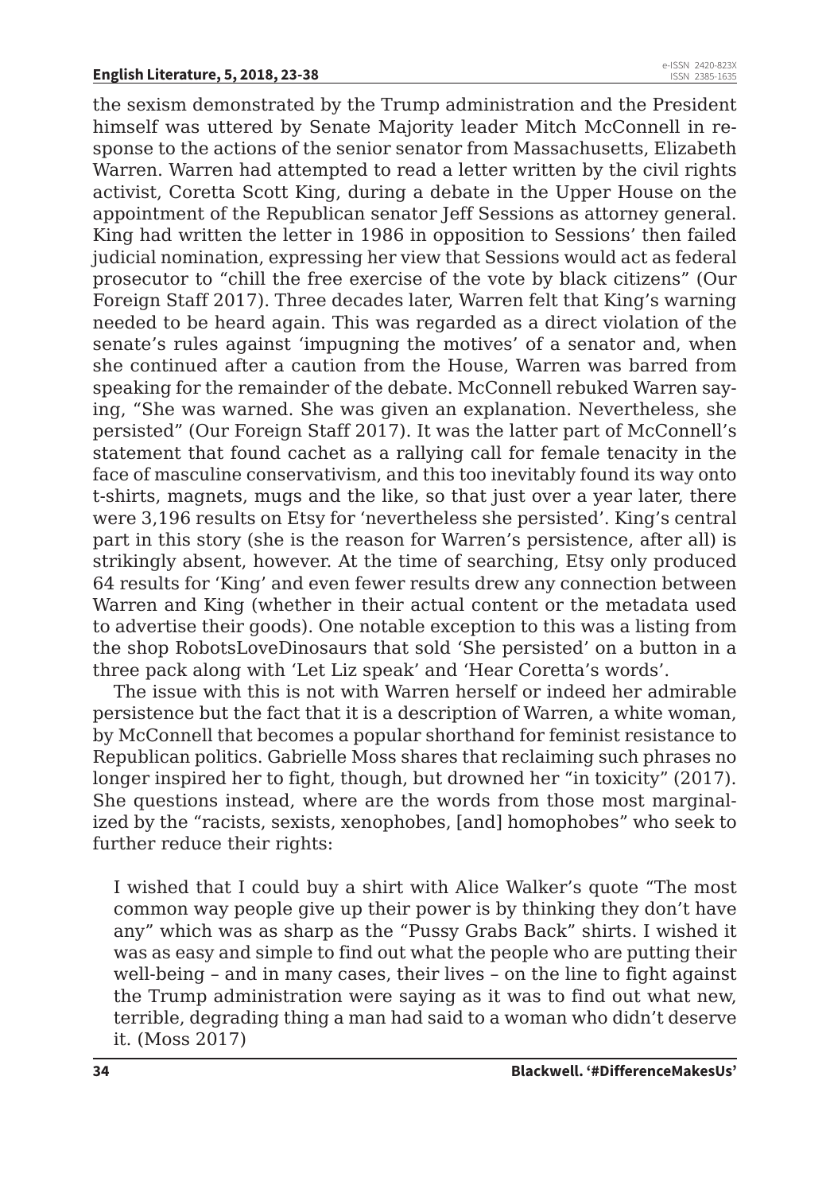the sexism demonstrated by the Trump administration and the President himself was uttered by Senate Majority leader Mitch McConnell in response to the actions of the senior senator from Massachusetts, Elizabeth Warren. Warren had attempted to read a letter written by the civil rights activist, Coretta Scott King, during a debate in the Upper House on the appointment of the Republican senator Jeff Sessions as attorney general. King had written the letter in 1986 in opposition to Sessions' then failed judicial nomination, expressing her view that Sessions would act as federal prosecutor to "chill the free exercise of the vote by black citizens" (Our Foreign Staff 2017). Three decades later, Warren felt that King's warning needed to be heard again. This was regarded as a direct violation of the senate's rules against 'impugning the motives' of a senator and, when she continued after a caution from the House, Warren was barred from speaking for the remainder of the debate. McConnell rebuked Warren saying, "She was warned. She was given an explanation. Nevertheless, she persisted" (Our Foreign Staff 2017). It was the latter part of McConnell's statement that found cachet as a rallying call for female tenacity in the face of masculine conservativism, and this too inevitably found its way onto t-shirts, magnets, mugs and the like, so that just over a year later, there were 3,196 results on Etsy for 'nevertheless she persisted'. King's central part in this story (she is the reason for Warren's persistence, after all) is strikingly absent, however. At the time of searching, Etsy only produced 64 results for 'King' and even fewer results drew any connection between Warren and King (whether in their actual content or the metadata used to advertise their goods). One notable exception to this was a listing from the shop RobotsLoveDinosaurs that sold 'She persisted' on a button in a three pack along with 'Let Liz speak' and 'Hear Coretta's words'.

The issue with this is not with Warren herself or indeed her admirable persistence but the fact that it is a description of Warren, a white woman, by McConnell that becomes a popular shorthand for feminist resistance to Republican politics. Gabrielle Moss shares that reclaiming such phrases no longer inspired her to fight, though, but drowned her "in toxicity" (2017). She questions instead, where are the words from those most marginalized by the "racists, sexists, xenophobes, [and] homophobes" who seek to further reduce their rights:

> I wished that I could buy a shirt with Alice Walker's quote "The most common way people give up their power is by thinking they don't have any" which was as sharp as the "Pussy Grabs Back" shirts. I wished it was as easy and simple to find out what the people who are putting their well-being – and in many cases, their lives – on the line to fight against the Trump administration were saying as it was to find out what new, terrible, degrading thing a man had said to a woman who didn't deserve it. (Moss 2017)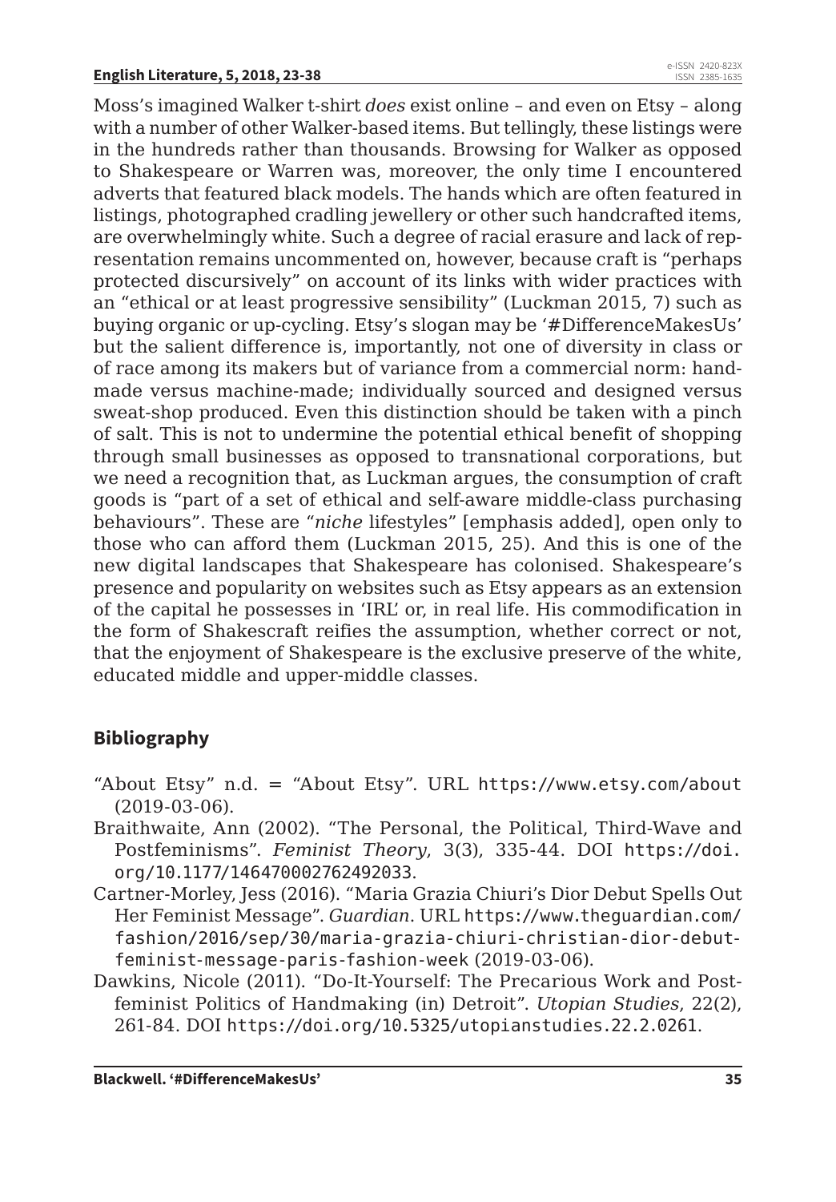Moss's imagined Walker t-shirt *does* exist online – and even on Etsy – along with a number of other Walker-based items. But tellingly, these listings were in the hundreds rather than thousands. Browsing for Walker as opposed to Shakespeare or Warren was, moreover, the only time I encountered adverts that featured black models. The hands which are often featured in listings, photographed cradling jewellery or other such handcrafted items, are overwhelmingly white. Such a degree of racial erasure and lack of representation remains uncommented on, however, because craft is "perhaps protected discursively" on account of its links with wider practices with an "ethical or at least progressive sensibility" (Luckman 2015, 7) such as buying organic or up-cycling. Etsy's slogan may be '#DifferenceMakesUs' but the salient difference is, importantly, not one of diversity in class or of race among its makers but of variance from a commercial norm: handmade versus machine-made; individually sourced and designed versus sweat-shop produced. Even this distinction should be taken with a pinch of salt. This is not to undermine the potential ethical benefit of shopping through small businesses as opposed to transnational corporations, but we need a recognition that, as Luckman argues, the consumption of craft goods is "part of a set of ethical and self-aware middle-class purchasing behaviours". These are "*niche* lifestyles" [emphasis added], open only to those who can afford them (Luckman 2015, 25). And this is one of the new digital landscapes that Shakespeare has colonised. Shakespeare's presence and popularity on websites such as Etsy appears as an extension of the capital he possesses in 'IRL' or, in real life. His commodification in the form of Shakescraft reifies the assumption, whether correct or not, that the enjoyment of Shakespeare is the exclusive preserve of the white, educated middle and upper-middle classes.

## Bibliography

"About Etsy" n.d. = "About Etsy". URL https://www.etsy.com/about (2019-03-06).

Braithwaite, Ann (2002). "The Personal, the Political, Third-Wave and Postfeminisms". *Feminist Theory*, 3(3), 335-44. DOI https://doi.org/10.1177/146470002762492033.

Cartner-Morley, Jess (2016). "Maria Grazia Chiuri's Dior Debut Spells Out Her Feminist Message". *Guardian*. URL https://www.theguardian.com/fashion/2016/sep/30/maria-grazia-chiuri-christian-dior-debut-feminist-message-paris-fashion-week (2019-03-06).

Dawkins, Nicole (2011). "Do-It-Yourself: The Precarious Work and Postfeminist Politics of Handmaking (in) Detroit". *Utopian Studies*, 22(2), 261-84. DOI https://doi.org/10.5325/utopianstudies.22.2.0261.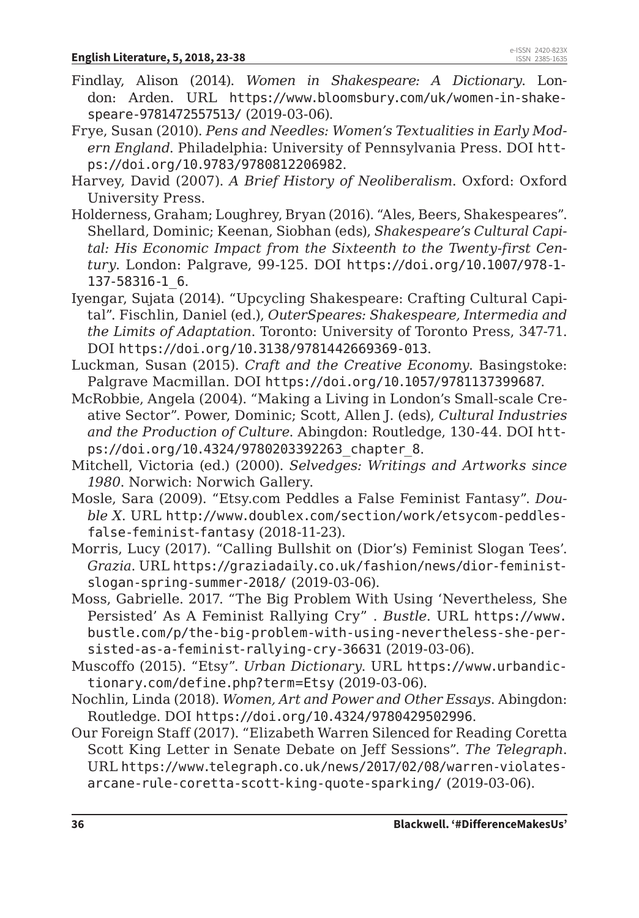Findlay, Alison (2014). *Women in Shakespeare: A Dictionary*. London: Arden. URL https://www.bloomsbury.com/uk/women-in-shakespeare-9781472557513/ (2019-03-06).

Frye, Susan (2010). *Pens and Needles: Women's Textualities in Early Modern England*. Philadelphia: University of Pennsylvania Press. DOI https://doi.org/10.9783/9780812206982.

Harvey, David (2007). *A Brief History of Neoliberalism*. Oxford: Oxford University Press.

Holderness, Graham; Loughrey, Bryan (2016). "Ales, Beers, Shakespeares". Shellard, Dominic; Keenan, Siobhan (eds), *Shakespeare's Cultural Capital: His Economic Impact from the Sixteenth to the Twenty-first Century*. London: Palgrave, 99-125. DOI https://doi.org/10.1007/978-1-137-58316-1_6.

Iyengar, Sujata (2014). "Upcycling Shakespeare: Crafting Cultural Capital". Fischlin, Daniel (ed.), *OuterSpeares: Shakespeare, Intermedia and the Limits of Adaptation*. Toronto: University of Toronto Press, 347-71. DOI https://doi.org/10.3138/9781442669369-013.

Luckman, Susan (2015). *Craft and the Creative Economy*. Basingstoke: Palgrave Macmillan. DOI https://doi.org/10.1057/9781137399687.

McRobbie, Angela (2004). "Making a Living in London's Small-scale Creative Sector". Power, Dominic; Scott, Allen J. (eds), *Cultural Industries and the Production of Culture*. Abingdon: Routledge, 130-44. DOI https://doi.org/10.4324/9780203392263_chapter_8.

Mitchell, Victoria (ed.) (2000). *Selvedges: Writings and Artworks since 1980*. Norwich: Norwich Gallery.

Mosle, Sara (2009). "Etsy.com Peddles a False Feminist Fantasy". *Double X*. URL http://www.doublex.com/section/work/etsycom-peddles-false-feminist-fantasy (2018-11-23).

Morris, Lucy (2017). "Calling Bullshit on (Dior's) Feminist Slogan Tees'. *Grazia*. URL https://graziadaily.co.uk/fashion/news/dior-feminist-slogan-spring-summer-2018/ (2019-03-06).

Moss, Gabrielle. 2017. "The Big Problem With Using 'Nevertheless, She Persisted' As A Feminist Rallying Cry" . *Bustle*. URL https://www.bustle.com/p/the-big-problem-with-using-nevertheless-she-persisted-as-a-feminist-rallying-cry-36631 (2019-03-06).

Muscoffo (2015). "Etsy". *Urban Dictionary*. URL https://www.urbandictionary.com/define.php?term=Etsy (2019-03-06).

Nochlin, Linda (2018). *Women, Art and Power and Other Essays*. Abingdon: Routledge. DOI https://doi.org/10.4324/9780429502996.

Our Foreign Staff (2017). "Elizabeth Warren Silenced for Reading Coretta Scott King Letter in Senate Debate on Jeff Sessions". *The Telegraph*. URL https://www.telegraph.co.uk/news/2017/02/08/warren-violates-arcane-rule-coretta-scott-king-quote-sparking/ (2019-03-06).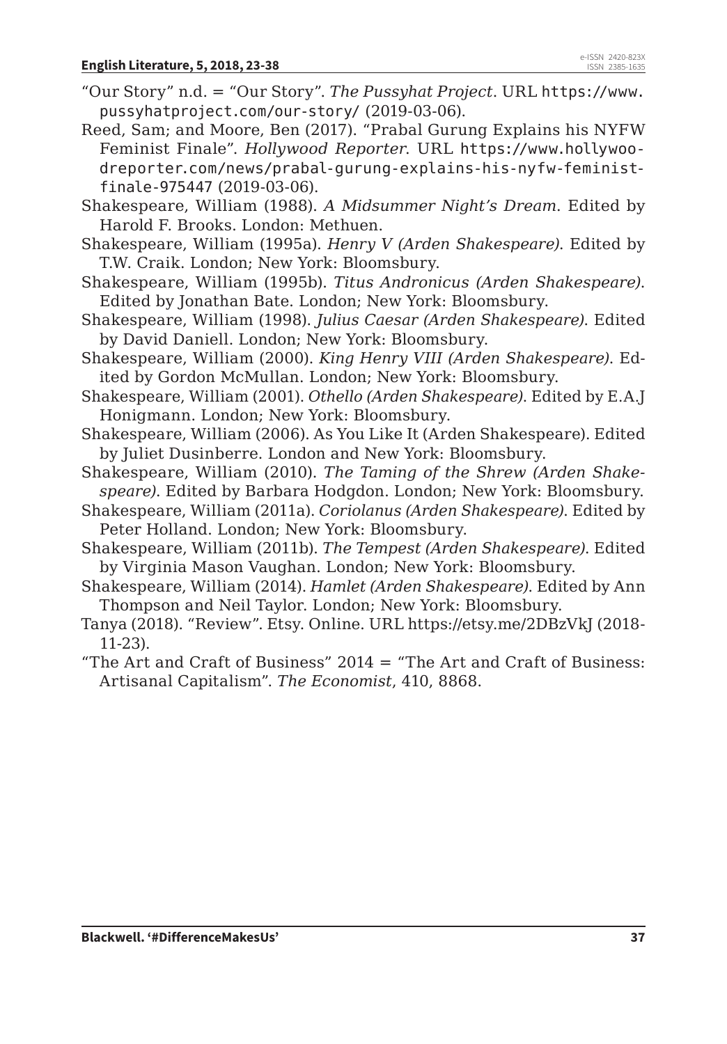"Our Story" n.d. = "Our Story". *The Pussyhat Project*. URL https://www.pussyhatproject.com/our-story/ (2019-03-06).

Reed, Sam; and Moore, Ben (2017). "Prabal Gurung Explains his NYFW Feminist Finale". *Hollywood Reporter*. URL https://www.hollywoodreporter.com/news/prabal-gurung-explains-his-nyfw-feminist-finale-975447 (2019-03-06).

Shakespeare, William (1988). *A Midsummer Night's Dream*. Edited by Harold F. Brooks. London: Methuen.

Shakespeare, William (1995a). *Henry V (Arden Shakespeare)*. Edited by T.W. Craik. London; New York: Bloomsbury.

Shakespeare, William (1995b). *Titus Andronicus (Arden Shakespeare)*. Edited by Jonathan Bate. London; New York: Bloomsbury.

Shakespeare, William (1998). *Julius Caesar (Arden Shakespeare)*. Edited by David Daniell. London; New York: Bloomsbury.

Shakespeare, William (2000). *King Henry VIII (Arden Shakespeare)*. Edited by Gordon McMullan. London; New York: Bloomsbury.

Shakespeare, William (2001). *Othello (Arden Shakespeare)*. Edited by E.A.J Honigmann. London; New York: Bloomsbury.

Shakespeare, William (2006). As You Like It (Arden Shakespeare). Edited by Juliet Dusinberre. London and New York: Bloomsbury.

Shakespeare, William (2010). *The Taming of the Shrew (Arden Shakespeare)*. Edited by Barbara Hodgdon. London; New York: Bloomsbury.

Shakespeare, William (2011a). *Coriolanus (Arden Shakespeare)*. Edited by Peter Holland. London; New York: Bloomsbury.

Shakespeare, William (2011b). *The Tempest (Arden Shakespeare)*. Edited by Virginia Mason Vaughan. London; New York: Bloomsbury.

Shakespeare, William (2014). *Hamlet (Arden Shakespeare)*. Edited by Ann Thompson and Neil Taylor. London; New York: Bloomsbury.

Tanya (2018). "Review". Etsy. Online. URL https://etsy.me/2DBzVkJ (2018-11-23).

"The Art and Craft of Business" 2014 = "The Art and Craft of Business: Artisanal Capitalism". *The Economist*, 410, 8868.